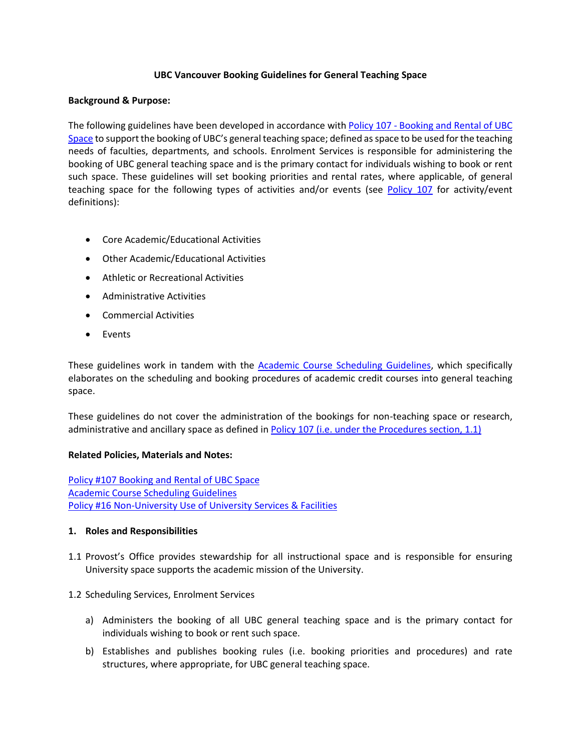# UBC Vancouver Booking Guidelines for General Teaching Space

**Background & Purpose:**

The following guidelines have been developed in accordance with [Policy 107 - Booking and Rental of UBC Space]() to support the booking of UBC's general teaching space; defined as space to be used for the teaching needs of faculties, departments, and schools. Enrolment Services is responsible for administering the booking of UBC general teaching space and is the primary contact for individuals wishing to book or rent such space. These guidelines will set booking priorities and rental rates, where applicable, of general teaching space for the following types of activities and/or events (see [Policy 107]() for activity/event definitions):

- Core Academic/Educational Activities
- Other Academic/Educational Activities
- Athletic or Recreational Activities
- Administrative Activities
- Commercial Activities
- Events

These guidelines work in tandem with the [Academic Course Scheduling Guidelines](), which specifically elaborates on the scheduling and booking procedures of academic credit courses into general teaching space.

These guidelines do not cover the administration of the bookings for non-teaching space or research, administrative and ancillary space as defined in [Policy 107 (i.e. under the Procedures section, 1.1)]()

**Related Policies, Materials and Notes:**

[Policy #107 Booking and Rental of UBC Space]()
[Academic Course Scheduling Guidelines]()
[Policy #16 Non-University Use of University Services & Facilities]()

## 1. Roles and Responsibilities

1.1 Provost's Office provides stewardship for all instructional space and is responsible for ensuring University space supports the academic mission of the University.

1.2 Scheduling Services, Enrolment Services

a) Administers the booking of all UBC general teaching space and is the primary contact for individuals wishing to book or rent such space.

b) Establishes and publishes booking rules (i.e. booking priorities and procedures) and rate structures, where appropriate, for UBC general teaching space.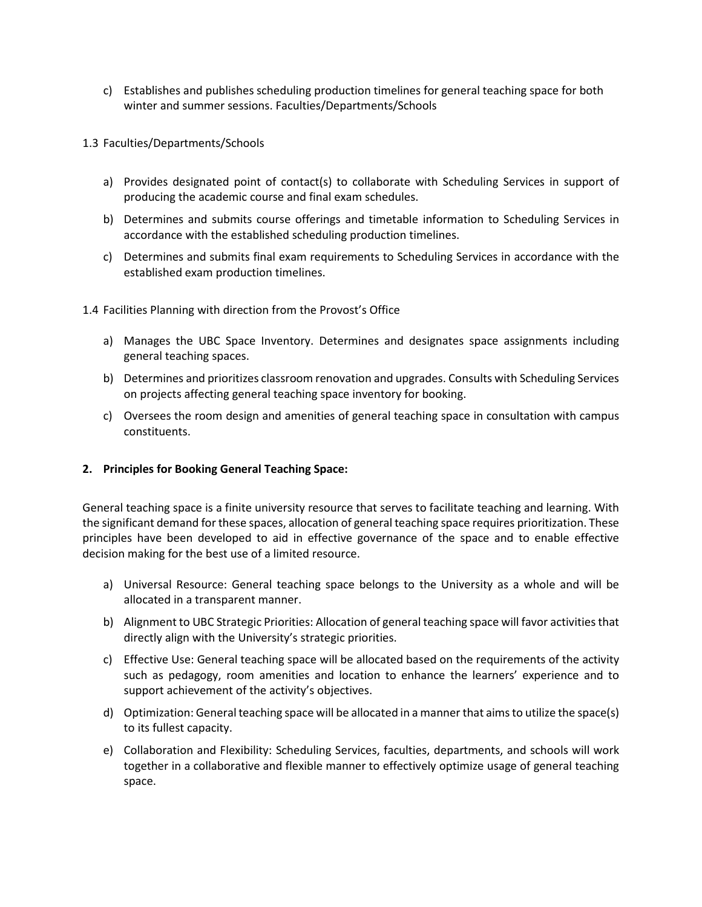c) Establishes and publishes scheduling production timelines for general teaching space for both winter and summer sessions. Faculties/Departments/Schools

1.3 Faculties/Departments/Schools

a) Provides designated point of contact(s) to collaborate with Scheduling Services in support of producing the academic course and final exam schedules.

b) Determines and submits course offerings and timetable information to Scheduling Services in accordance with the established scheduling production timelines.

c) Determines and submits final exam requirements to Scheduling Services in accordance with the established exam production timelines.

1.4 Facilities Planning with direction from the Provost's Office

a) Manages the UBC Space Inventory. Determines and designates space assignments including general teaching spaces.

b) Determines and prioritizes classroom renovation and upgrades. Consults with Scheduling Services on projects affecting general teaching space inventory for booking.

c) Oversees the room design and amenities of general teaching space in consultation with campus constituents.

**2. Principles for Booking General Teaching Space:**

General teaching space is a finite university resource that serves to facilitate teaching and learning. With the significant demand for these spaces, allocation of general teaching space requires prioritization. These principles have been developed to aid in effective governance of the space and to enable effective decision making for the best use of a limited resource.

a) Universal Resource: General teaching space belongs to the University as a whole and will be allocated in a transparent manner.

b) Alignment to UBC Strategic Priorities: Allocation of general teaching space will favor activities that directly align with the University's strategic priorities.

c) Effective Use: General teaching space will be allocated based on the requirements of the activity such as pedagogy, room amenities and location to enhance the learners' experience and to support achievement of the activity's objectives.

d) Optimization: General teaching space will be allocated in a manner that aims to utilize the space(s) to its fullest capacity.

e) Collaboration and Flexibility: Scheduling Services, faculties, departments, and schools will work together in a collaborative and flexible manner to effectively optimize usage of general teaching space.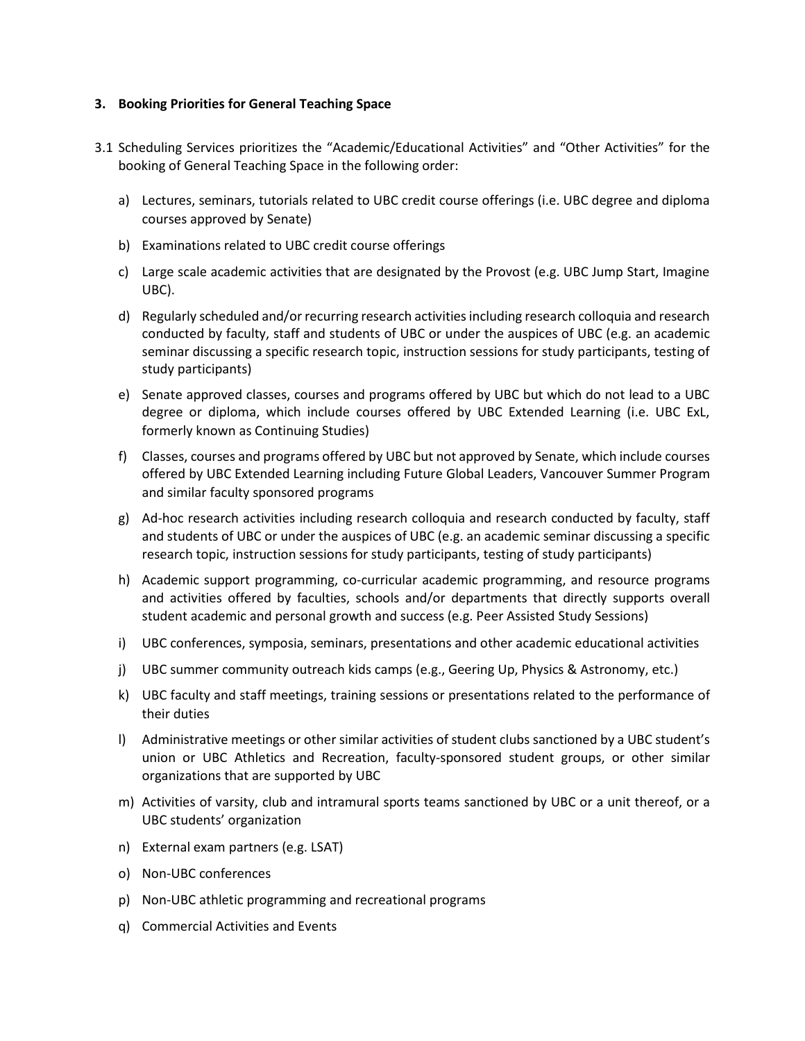### 3. Booking Priorities for General Teaching Space

3.1 Scheduling Services prioritizes the "Academic/Educational Activities" and "Other Activities" for the booking of General Teaching Space in the following order:

a) Lectures, seminars, tutorials related to UBC credit course offerings (i.e. UBC degree and diploma courses approved by Senate)

b) Examinations related to UBC credit course offerings

c) Large scale academic activities that are designated by the Provost (e.g. UBC Jump Start, Imagine UBC).

d) Regularly scheduled and/or recurring research activities including research colloquia and research conducted by faculty, staff and students of UBC or under the auspices of UBC (e.g. an academic seminar discussing a specific research topic, instruction sessions for study participants, testing of study participants)

e) Senate approved classes, courses and programs offered by UBC but which do not lead to a UBC degree or diploma, which include courses offered by UBC Extended Learning (i.e. UBC ExL, formerly known as Continuing Studies)

f) Classes, courses and programs offered by UBC but not approved by Senate, which include courses offered by UBC Extended Learning including Future Global Leaders, Vancouver Summer Program and similar faculty sponsored programs

g) Ad-hoc research activities including research colloquia and research conducted by faculty, staff and students of UBC or under the auspices of UBC (e.g. an academic seminar discussing a specific research topic, instruction sessions for study participants, testing of study participants)

h) Academic support programming, co-curricular academic programming, and resource programs and activities offered by faculties, schools and/or departments that directly supports overall student academic and personal growth and success (e.g. Peer Assisted Study Sessions)

i) UBC conferences, symposia, seminars, presentations and other academic educational activities

j) UBC summer community outreach kids camps (e.g., Geering Up, Physics & Astronomy, etc.)

k) UBC faculty and staff meetings, training sessions or presentations related to the performance of their duties

l) Administrative meetings or other similar activities of student clubs sanctioned by a UBC student's union or UBC Athletics and Recreation, faculty-sponsored student groups, or other similar organizations that are supported by UBC

m) Activities of varsity, club and intramural sports teams sanctioned by UBC or a unit thereof, or a UBC students' organization

n) External exam partners (e.g. LSAT)

o) Non-UBC conferences

p) Non-UBC athletic programming and recreational programs

q) Commercial Activities and Events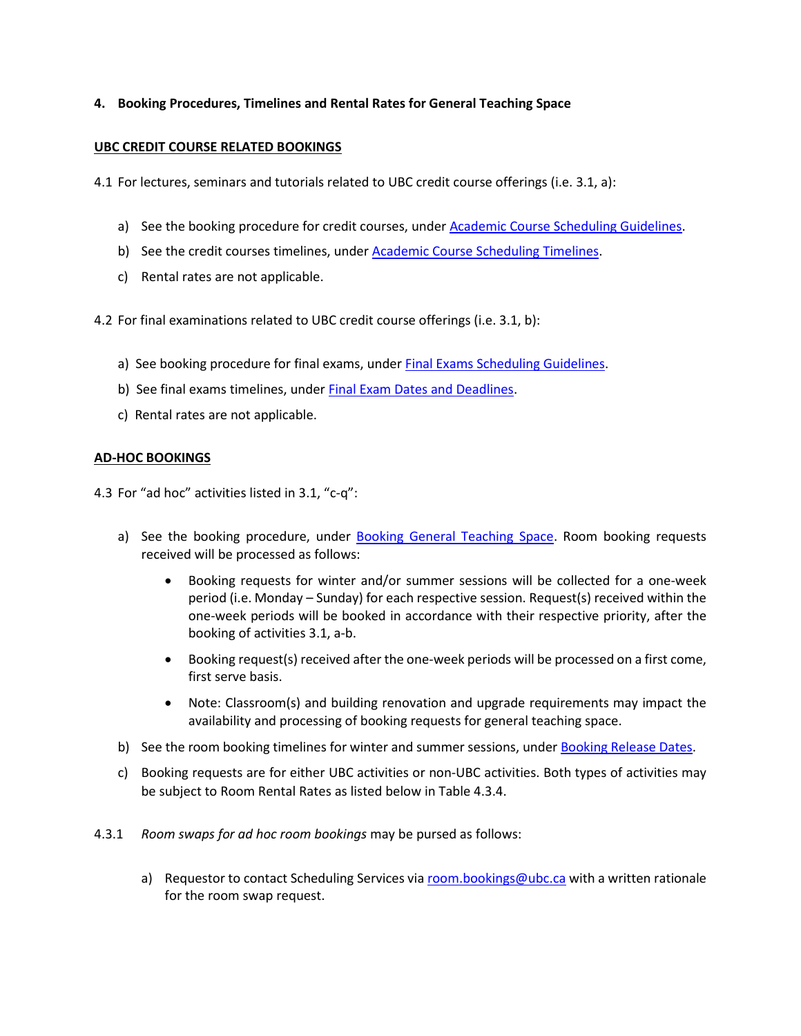## 4. Booking Procedures, Timelines and Rental Rates for General Teaching Space

**UBC CREDIT COURSE RELATED BOOKINGS**

4.1 For lectures, seminars and tutorials related to UBC credit course offerings (i.e. 3.1, a):

a) See the booking procedure for credit courses, under Academic Course Scheduling Guidelines.

b) See the credit courses timelines, under Academic Course Scheduling Timelines.

c) Rental rates are not applicable.

4.2 For final examinations related to UBC credit course offerings (i.e. 3.1, b):

a) See booking procedure for final exams, under Final Exams Scheduling Guidelines.

b) See final exams timelines, under Final Exam Dates and Deadlines.

c) Rental rates are not applicable.

**AD-HOC BOOKINGS**

4.3 For "ad hoc" activities listed in 3.1, "c-q":

a) See the booking procedure, under Booking General Teaching Space. Room booking requests received will be processed as follows:

- Booking requests for winter and/or summer sessions will be collected for a one-week period (i.e. Monday – Sunday) for each respective session. Request(s) received within the one-week periods will be booked in accordance with their respective priority, after the booking of activities 3.1, a-b.
- Booking request(s) received after the one-week periods will be processed on a first come, first serve basis.
- Note: Classroom(s) and building renovation and upgrade requirements may impact the availability and processing of booking requests for general teaching space.

b) See the room booking timelines for winter and summer sessions, under Booking Release Dates.

c) Booking requests are for either UBC activities or non-UBC activities. Both types of activities may be subject to Room Rental Rates as listed below in Table 4.3.4.

4.3.1 *Room swaps for ad hoc room bookings* may be pursed as follows:

a) Requestor to contact Scheduling Services via room.bookings@ubc.ca with a written rationale for the room swap request.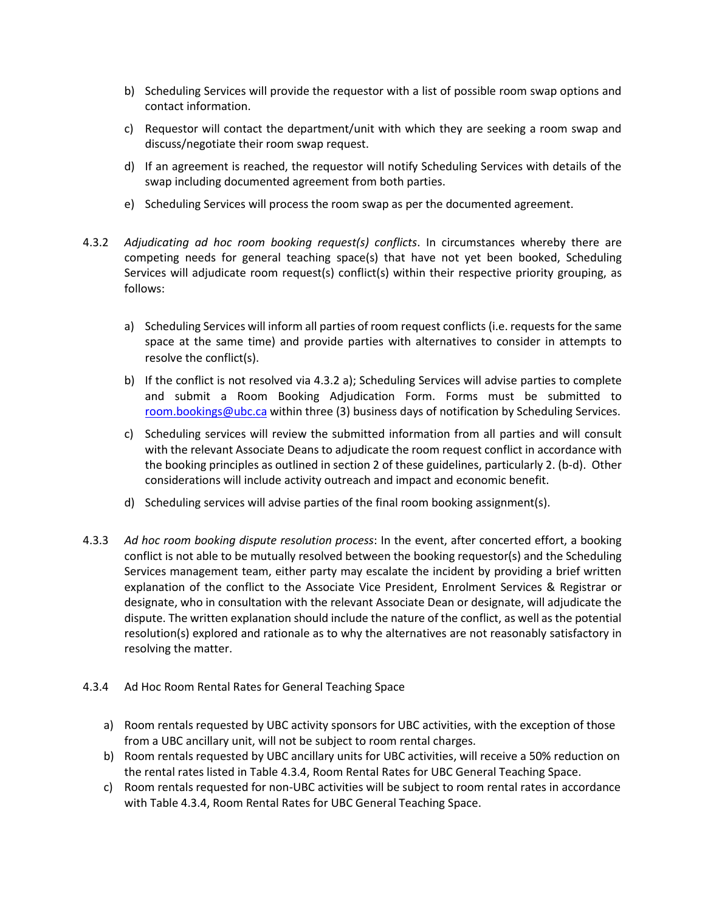b) Scheduling Services will provide the requestor with a list of possible room swap options and contact information.

c) Requestor will contact the department/unit with which they are seeking a room swap and discuss/negotiate their room swap request.

d) If an agreement is reached, the requestor will notify Scheduling Services with details of the swap including documented agreement from both parties.

e) Scheduling Services will process the room swap as per the documented agreement.

4.3.2 *Adjudicating ad hoc room booking request(s) conflicts*. In circumstances whereby there are competing needs for general teaching space(s) that have not yet been booked, Scheduling Services will adjudicate room request(s) conflict(s) within their respective priority grouping, as follows:

a) Scheduling Services will inform all parties of room request conflicts (i.e. requests for the same space at the same time) and provide parties with alternatives to consider in attempts to resolve the conflict(s).

b) If the conflict is not resolved via 4.3.2 a); Scheduling Services will advise parties to complete and submit a Room Booking Adjudication Form. Forms must be submitted to [room.bookings@ubc.ca](mailto:room.bookings@ubc.ca) within three (3) business days of notification by Scheduling Services.

c) Scheduling services will review the submitted information from all parties and will consult with the relevant Associate Deans to adjudicate the room request conflict in accordance with the booking principles as outlined in section 2 of these guidelines, particularly 2. (b-d). Other considerations will include activity outreach and impact and economic benefit.

d) Scheduling services will advise parties of the final room booking assignment(s).

4.3.3 *Ad hoc room booking dispute resolution process*: In the event, after concerted effort, a booking conflict is not able to be mutually resolved between the booking requestor(s) and the Scheduling Services management team, either party may escalate the incident by providing a brief written explanation of the conflict to the Associate Vice President, Enrolment Services & Registrar or designate, who in consultation with the relevant Associate Dean or designate, will adjudicate the dispute. The written explanation should include the nature of the conflict, as well as the potential resolution(s) explored and rationale as to why the alternatives are not reasonably satisfactory in resolving the matter.

4.3.4 Ad Hoc Room Rental Rates for General Teaching Space

a) Room rentals requested by UBC activity sponsors for UBC activities, with the exception of those from a UBC ancillary unit, will not be subject to room rental charges.
b) Room rentals requested by UBC ancillary units for UBC activities, will receive a 50% reduction on the rental rates listed in Table 4.3.4, Room Rental Rates for UBC General Teaching Space.
c) Room rentals requested for non-UBC activities will be subject to room rental rates in accordance with Table 4.3.4, Room Rental Rates for UBC General Teaching Space.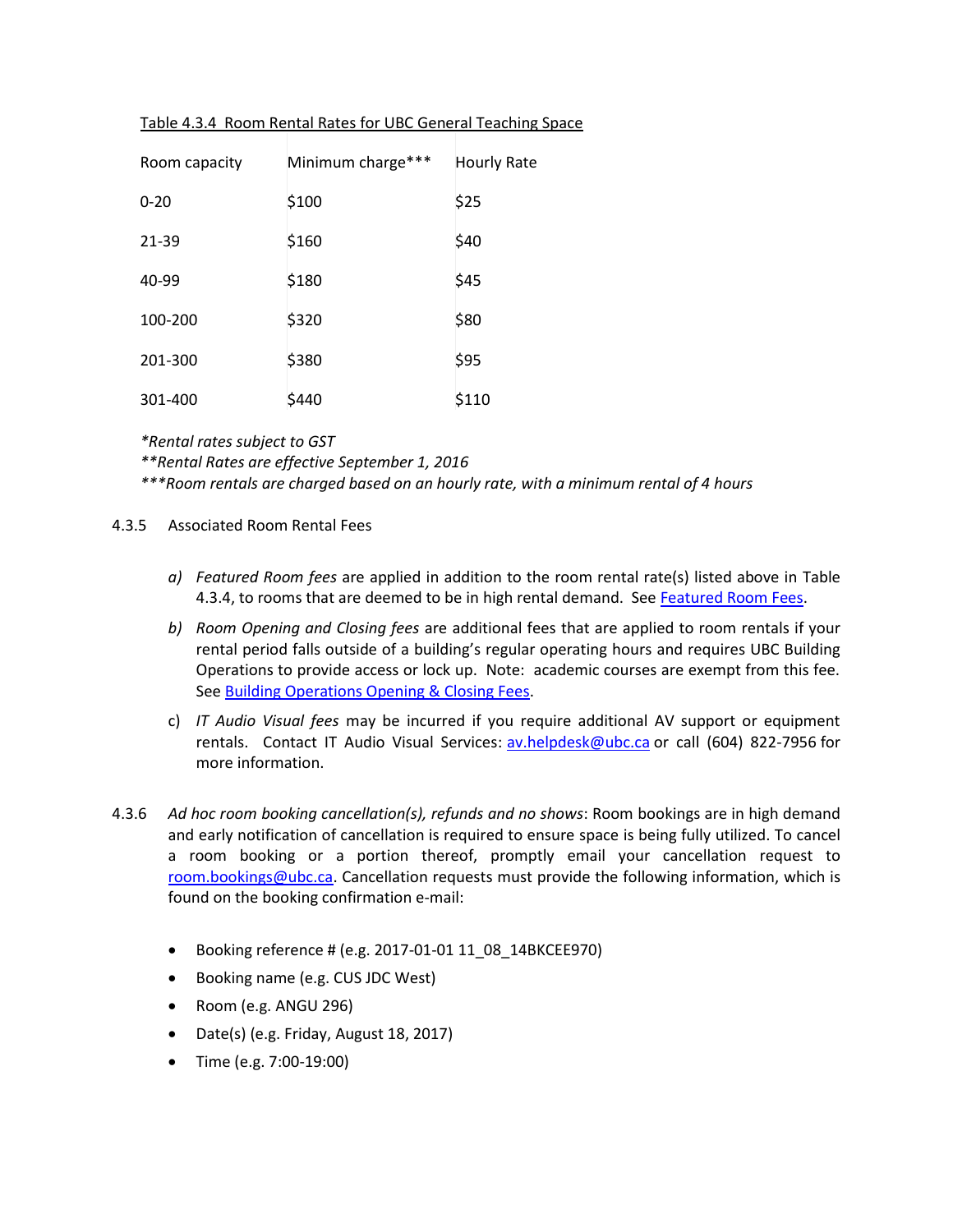<u>Table 4.3.4 Room Rental Rates for UBC General Teaching Space</u>

| Room capacity | Minimum charge*** | Hourly Rate |
|---|---|---|
| 0-20 | $100 | $25 |
| 21-39 | $160 | $40 |
| 40-99 | $180 | $45 |
| 100-200 | $320 | $80 |
| 201-300 | $380 | $95 |
| 301-400 | $440 | $110 |

*\*Rental rates subject to GST*
*\*\*Rental Rates are effective September 1, 2016*
*\*\*\*Room rentals are charged based on an hourly rate, with a minimum rental of 4 hours*

4.3.5 Associated Room Rental Fees

a) *Featured Room fees* are applied in addition to the room rental rate(s) listed above in Table 4.3.4, to rooms that are deemed to be in high rental demand. See Featured Room Fees.

b) *Room Opening and Closing fees* are additional fees that are applied to room rentals if your rental period falls outside of a building's regular operating hours and requires UBC Building Operations to provide access or lock up. Note: academic courses are exempt from this fee. See Building Operations Opening & Closing Fees.

c) *IT Audio Visual fees* may be incurred if you require additional AV support or equipment rentals. Contact IT Audio Visual Services: av.helpdesk@ubc.ca or call (604) 822-7956 for more information.

4.3.6 *Ad hoc room booking cancellation(s), refunds and no shows*: Room bookings are in high demand and early notification of cancellation is required to ensure space is being fully utilized. To cancel a room booking or a portion thereof, promptly email your cancellation request to room.bookings@ubc.ca. Cancellation requests must provide the following information, which is found on the booking confirmation e-mail:

- Booking reference # (e.g. 2017-01-01 11_08_14BKCEE970)
- Booking name (e.g. CUS JDC West)
- Room (e.g. ANGU 296)
- Date(s) (e.g. Friday, August 18, 2017)
- Time (e.g. 7:00-19:00)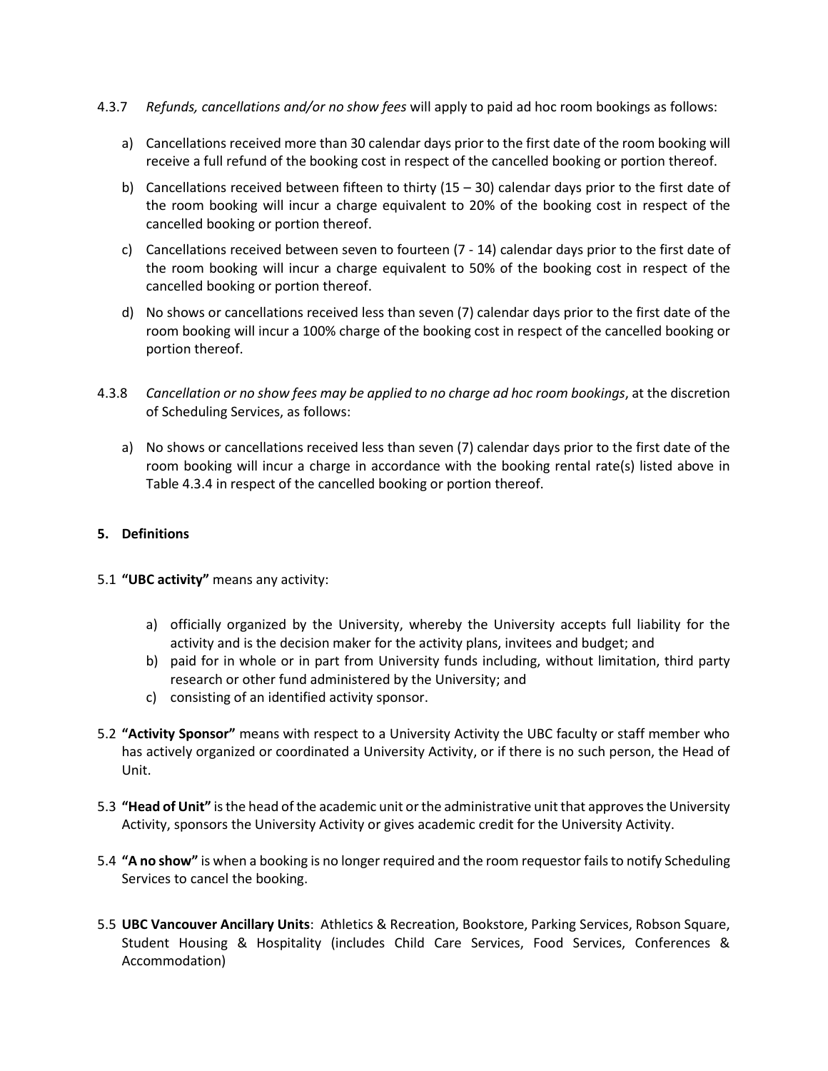4.3.7 *Refunds, cancellations and/or no show fees* will apply to paid ad hoc room bookings as follows:

a) Cancellations received more than 30 calendar days prior to the first date of the room booking will receive a full refund of the booking cost in respect of the cancelled booking or portion thereof.

b) Cancellations received between fifteen to thirty (15 – 30) calendar days prior to the first date of the room booking will incur a charge equivalent to 20% of the booking cost in respect of the cancelled booking or portion thereof.

c) Cancellations received between seven to fourteen (7 - 14) calendar days prior to the first date of the room booking will incur a charge equivalent to 50% of the booking cost in respect of the cancelled booking or portion thereof.

d) No shows or cancellations received less than seven (7) calendar days prior to the first date of the room booking will incur a 100% charge of the booking cost in respect of the cancelled booking or portion thereof.

4.3.8 *Cancellation or no show fees may be applied to no charge ad hoc room bookings*, at the discretion of Scheduling Services, as follows:

a) No shows or cancellations received less than seven (7) calendar days prior to the first date of the room booking will incur a charge in accordance with the booking rental rate(s) listed above in Table 4.3.4 in respect of the cancelled booking or portion thereof.

**5. Definitions**

5.1 **"UBC activity"** means any activity:

a) officially organized by the University, whereby the University accepts full liability for the activity and is the decision maker for the activity plans, invitees and budget; and
b) paid for in whole or in part from University funds including, without limitation, third party research or other fund administered by the University; and
c) consisting of an identified activity sponsor.

5.2 **"Activity Sponsor"** means with respect to a University Activity the UBC faculty or staff member who has actively organized or coordinated a University Activity, or if there is no such person, the Head of Unit.

5.3 **"Head of Unit"** is the head of the academic unit or the administrative unit that approves the University Activity, sponsors the University Activity or gives academic credit for the University Activity.

5.4 **"A no show"** is when a booking is no longer required and the room requestor fails to notify Scheduling Services to cancel the booking.

5.5 **UBC Vancouver Ancillary Units**: Athletics & Recreation, Bookstore, Parking Services, Robson Square, Student Housing & Hospitality (includes Child Care Services, Food Services, Conferences & Accommodation)